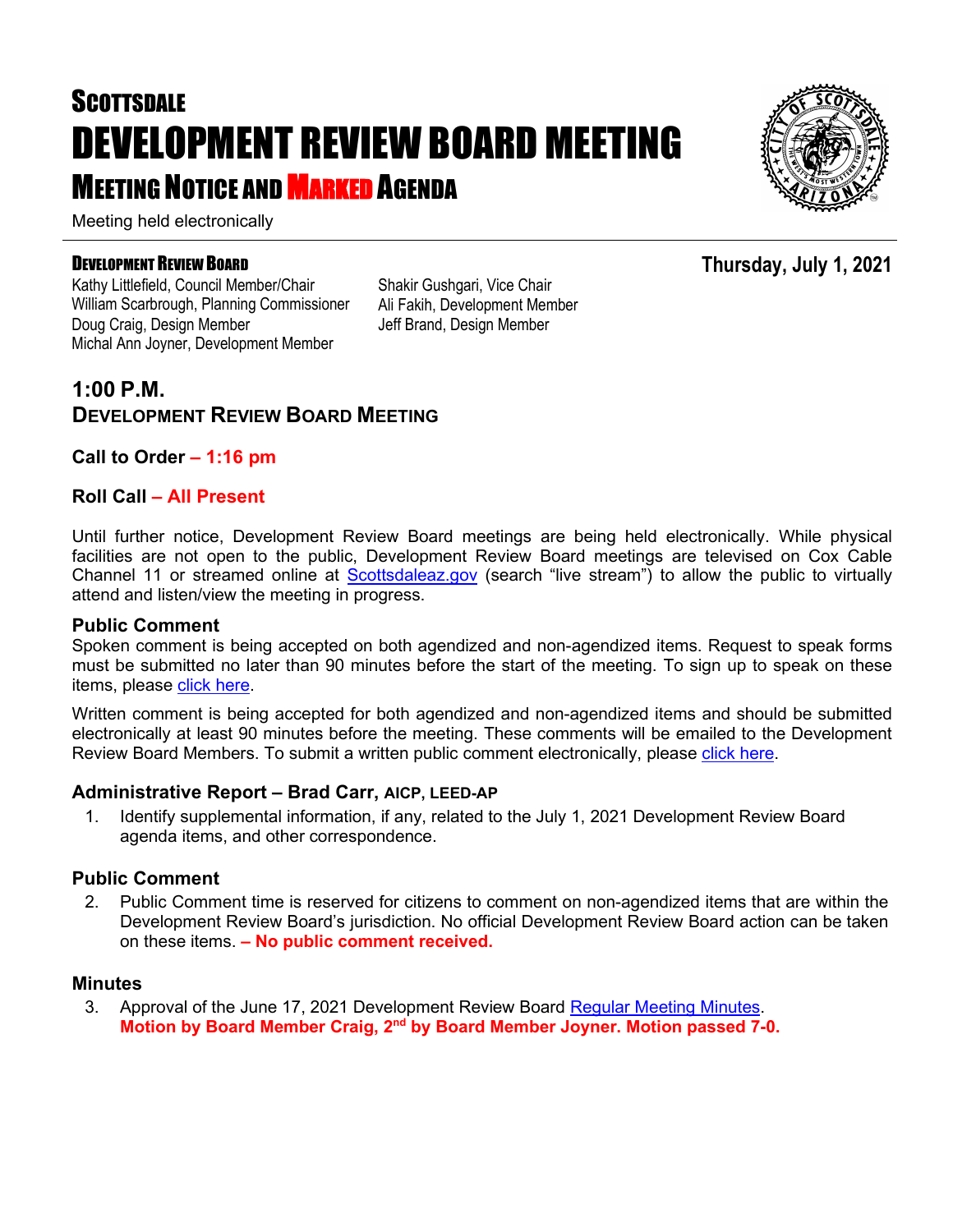# SCOTTSDALE
# DEVELOPMENT REVIEW BOARD MEETING
## MEETING NOTICE AND MARKED AGENDA

Meeting held electronically

**DEVELOPMENT REVIEW BOARD**

**Thursday, July 1, 2021**

Kathy Littlefield, Council Member/Chair
William Scarbrough, Planning Commissioner
Doug Craig, Design Member
Michal Ann Joyner, Development Member
Shakir Gushgari, Vice Chair
Ali Fakih, Development Member
Jeff Brand, Design Member

### 1:00 P.M.
### DEVELOPMENT REVIEW BOARD MEETING

**Call to Order – 1:16 pm**

**Roll Call – All Present**

Until further notice, Development Review Board meetings are being held electronically. While physical facilities are not open to the public, Development Review Board meetings are televised on Cox Cable Channel 11 or streamed online at Scottsdaleaz.gov (search "live stream") to allow the public to virtually attend and listen/view the meeting in progress.

### Public Comment

Spoken comment is being accepted on both agendized and non-agendized items. Request to speak forms must be submitted no later than 90 minutes before the start of the meeting. To sign up to speak on these items, please click here.

Written comment is being accepted for both agendized and non-agendized items and should be submitted electronically at least 90 minutes before the meeting. These comments will be emailed to the Development Review Board Members. To submit a written public comment electronically, please click here.

### Administrative Report – Brad Carr, AICP, LEED-AP

1. Identify supplemental information, if any, related to the July 1, 2021 Development Review Board agenda items, and other correspondence.

### Public Comment

2. Public Comment time is reserved for citizens to comment on non-agendized items that are within the Development Review Board's jurisdiction. No official Development Review Board action can be taken on these items. **– No public comment received.**

### Minutes

3. Approval of the June 17, 2021 Development Review Board Regular Meeting Minutes.
**Motion by Board Member Craig, 2nd by Board Member Joyner. Motion passed 7-0.**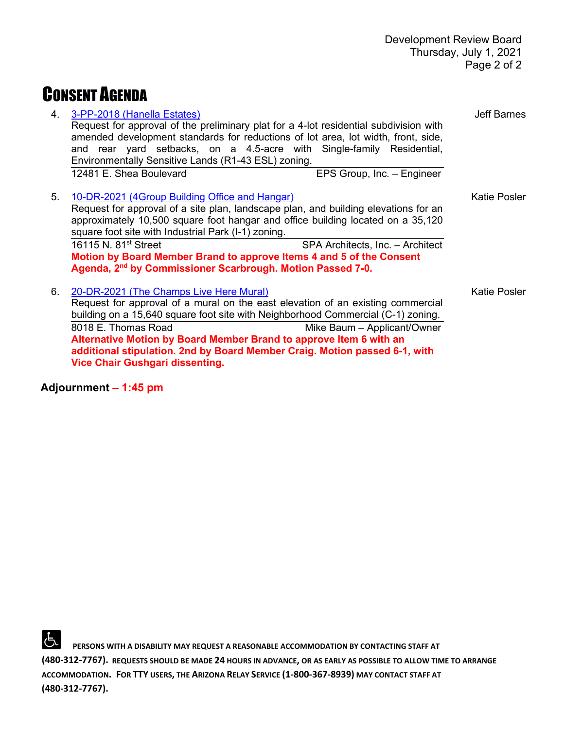# Consent Agenda

4. 3-PP-2018 (Hanella Estates) — Jeff Barnes

   Request for approval of the preliminary plat for a 4-lot residential subdivision with amended development standards for reductions of lot area, lot width, front, side, and rear yard setbacks, on a 4.5-acre with Single-family Residential, Environmentally Sensitive Lands (R1-43 ESL) zoning.

   12481 E. Shea Boulevard — EPS Group, Inc. – Engineer

5. 10-DR-2021 (4Group Building Office and Hangar) — Katie Posler

   Request for approval of a site plan, landscape plan, and building elevations for an approximately 10,500 square foot hangar and office building located on a 35,120 square foot site with Industrial Park (I-1) zoning.

   16115 N. 81st Street — SPA Architects, Inc. – Architect

   **Motion by Board Member Brand to approve Items 4 and 5 of the Consent Agenda, 2nd by Commissioner Scarbrough. Motion Passed 7-0.**

6. 20-DR-2021 (The Champs Live Here Mural) — Katie Posler

   Request for approval of a mural on the east elevation of an existing commercial building on a 15,640 square foot site with Neighborhood Commercial (C-1) zoning.

   8018 E. Thomas Road — Mike Baum – Applicant/Owner

   **Alternative Motion by Board Member Brand to approve Item 6 with an additional stipulation. 2nd by Board Member Craig. Motion passed 6-1, with Vice Chair Gushgari dissenting.**

**Adjournment – 1:45 pm**

**PERSONS WITH A DISABILITY MAY REQUEST A REASONABLE ACCOMMODATION BY CONTACTING STAFF AT (480-312-7767). REQUESTS SHOULD BE MADE 24 HOURS IN ADVANCE, OR AS EARLY AS POSSIBLE TO ALLOW TIME TO ARRANGE ACCOMMODATION. FOR TTY USERS, THE ARIZONA RELAY SERVICE (1-800-367-8939) MAY CONTACT STAFF AT (480-312-7767).**